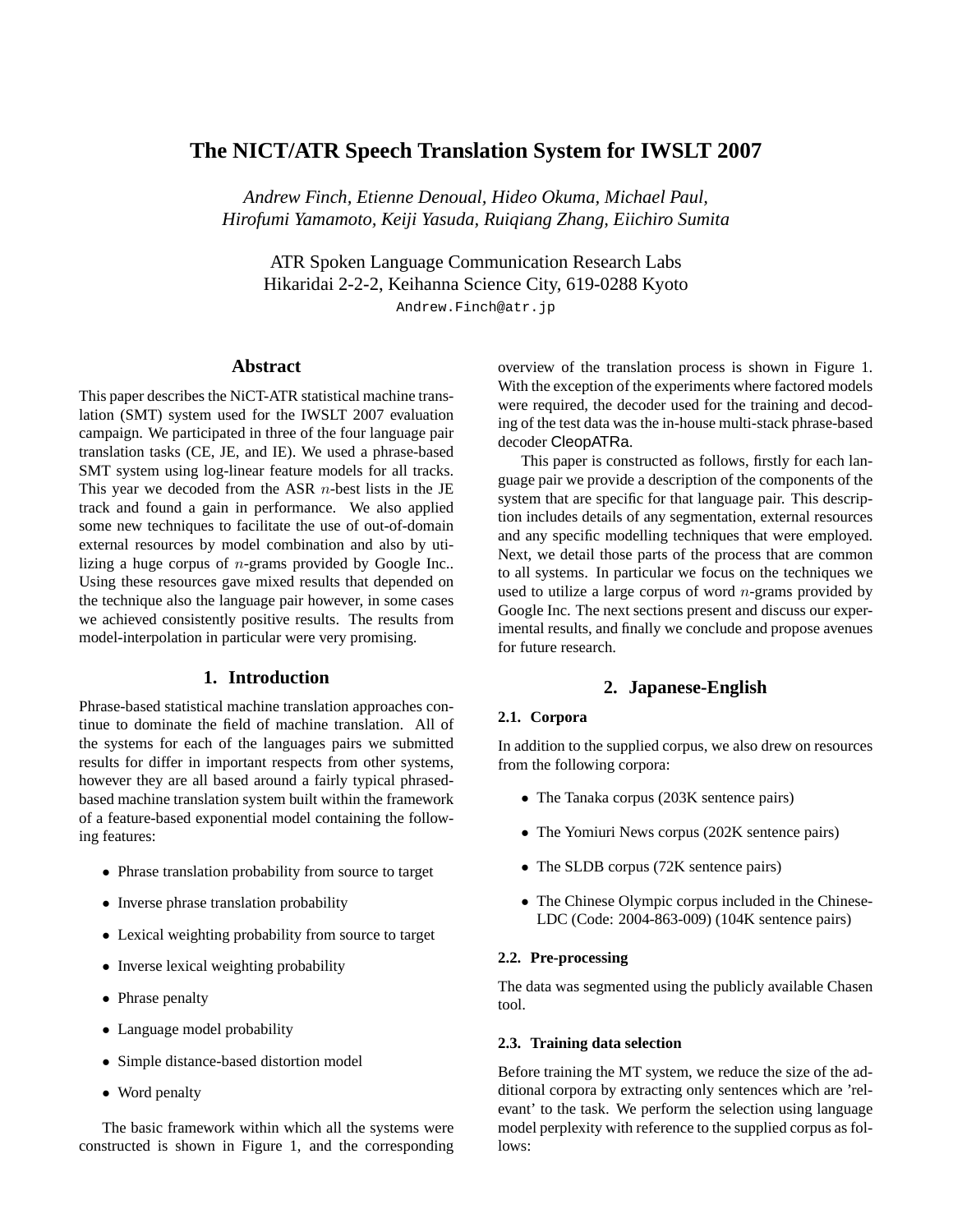# The NICT/ATR Speech Translation System for IWSLT 2007

*Andrew Finch, Etienne Denoual, Hideo Okuma, Michael Paul, Hirofumi Yamamoto, Keiji Yasuda, Ruiqiang Zhang, Eiichiro Sumita*

ATR Spoken Language Communication Research Labs
Hikaridai 2-2-2, Keihanna Science City, 619-0288 Kyoto
Andrew.Finch@atr.jp

## Abstract

This paper describes the NiCT-ATR statistical machine translation (SMT) system used for the IWSLT 2007 evaluation campaign. We participated in three of the four language pair translation tasks (CE, JE, and IE). We used a phrase-based SMT system using log-linear feature models for all tracks. This year we decoded from the ASR $n$-best lists in the JE track and found a gain in performance. We also applied some new techniques to facilitate the use of out-of-domain external resources by model combination and also by utilizing a huge corpus of $n$-grams provided by Google Inc.. Using these resources gave mixed results that depended on the technique also the language pair however, in some cases we achieved consistently positive results. The results from model-interpolation in particular were very promising.

## 1. Introduction

Phrase-based statistical machine translation approaches continue to dominate the field of machine translation. All of the systems for each of the languages pairs we submitted results for differ in important respects from other systems, however they are all based around a fairly typical phrased-based machine translation system built within the framework of a feature-based exponential model containing the following features:

- Phrase translation probability from source to target
- Inverse phrase translation probability
- Lexical weighting probability from source to target
- Inverse lexical weighting probability
- Phrase penalty
- Language model probability
- Simple distance-based distortion model
- Word penalty

The basic framework within which all the systems were constructed is shown in Figure 1, and the corresponding overview of the translation process is shown in Figure 1. With the exception of the experiments where factored models were required, the decoder used for the training and decoding of the test data was the in-house multi-stack phrase-based decoder CleopATRa.

This paper is constructed as follows, firstly for each language pair we provide a description of the components of the system that are specific for that language pair. This description includes details of any segmentation, external resources and any specific modelling techniques that were employed. Next, we detail those parts of the process that are common to all systems. In particular we focus on the techniques we used to utilize a large corpus of word $n$-grams provided by Google Inc. The next sections present and discuss our experimental results, and finally we conclude and propose avenues for future research.

## 2. Japanese-English

### 2.1. Corpora

In addition to the supplied corpus, we also drew on resources from the following corpora:

- The Tanaka corpus (203K sentence pairs)
- The Yomiuri News corpus (202K sentence pairs)
- The SLDB corpus (72K sentence pairs)
- The Chinese Olympic corpus included in the Chinese-LDC (Code: 2004-863-009) (104K sentence pairs)

### 2.2. Pre-processing

The data was segmented using the publicly available Chasen tool.

### 2.3. Training data selection

Before training the MT system, we reduce the size of the additional corpora by extracting only sentences which are 'relevant' to the task. We perform the selection using language model perplexity with reference to the supplied corpus as follows: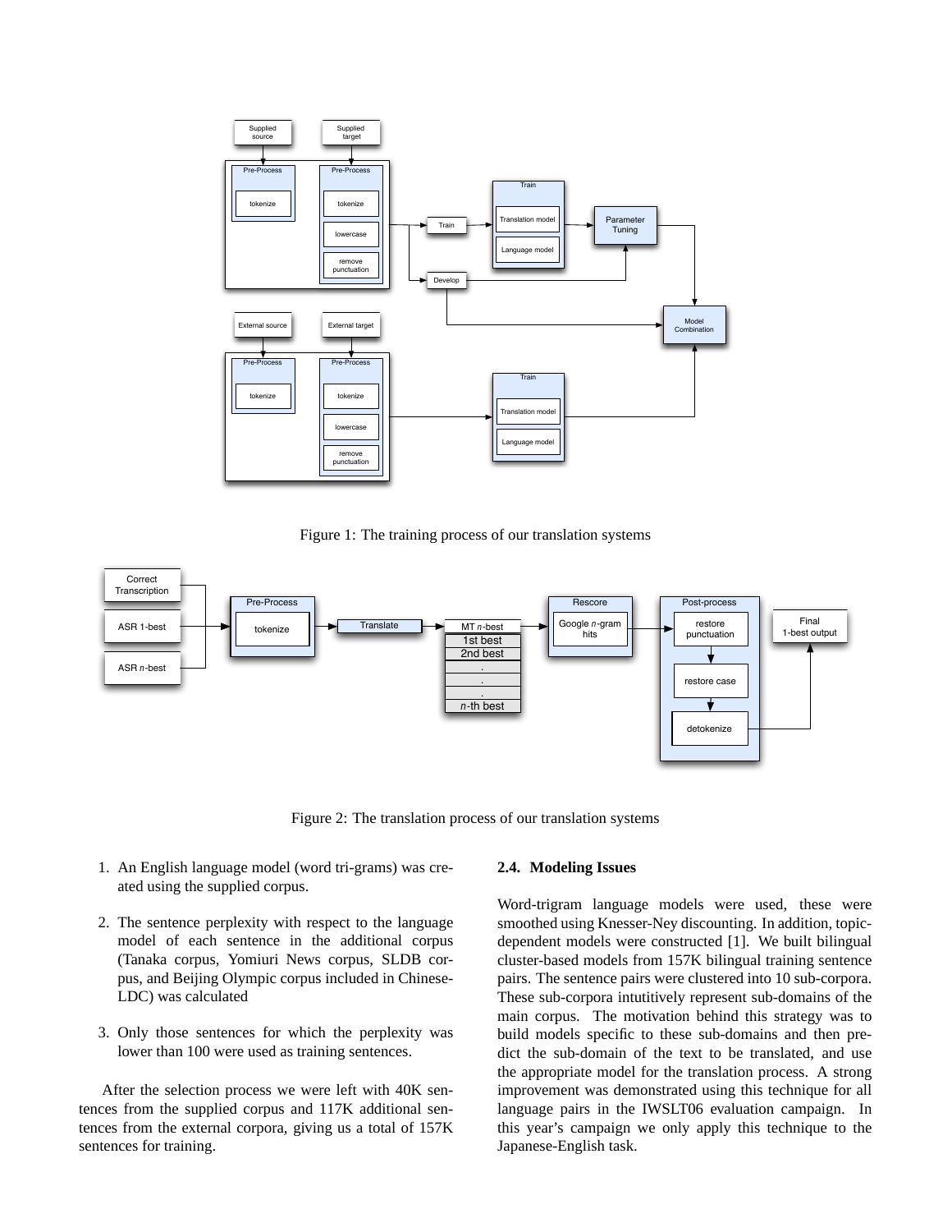Figure 1: The training process of our translation systems

Figure 2: The translation process of our translation systems

1. An English language model (word tri-grams) was created using the supplied corpus.

2. The sentence perplexity with respect to the language model of each sentence in the additional corpus (Tanaka corpus, Yomiuri News corpus, SLDB corpus, and Beijing Olympic corpus included in Chinese-LDC) was calculated

3. Only those sentences for which the perplexity was lower than 100 were used as training sentences.

After the selection process we were left with 40K sentences from the supplied corpus and 117K additional sentences from the external corpora, giving us a total of 157K sentences for training.

### 2.4. Modeling Issues

Word-trigram language models were used, these were smoothed using Knesser-Ney discounting. In addition, topic-dependent models were constructed [1]. We built bilingual cluster-based models from 157K bilingual training sentence pairs. The sentence pairs were clustered into 10 sub-corpora. These sub-corpora intutitively represent sub-domains of the main corpus. The motivation behind this strategy was to build models specific to these sub-domains and then predict the sub-domain of the text to be translated, and use the appropriate model for the translation process. A strong improvement was demonstrated using this technique for all language pairs in the IWSLT06 evaluation campaign. In this year's campaign we only apply this technique to the Japanese-English task.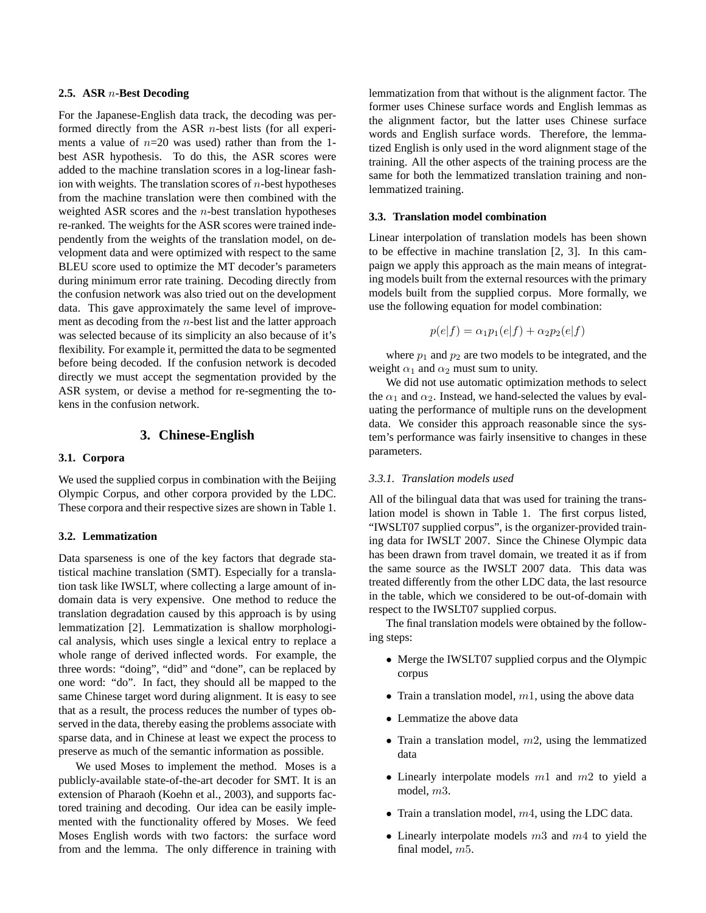### 2.5. ASR $n$-Best Decoding

For the Japanese-English data track, the decoding was performed directly from the ASR $n$-best lists (for all experiments a value of $n$=20 was used) rather than from the 1-best ASR hypothesis. To do this, the ASR scores were added to the machine translation scores in a log-linear fashion with weights. The translation scores of $n$-best hypotheses from the machine translation were then combined with the weighted ASR scores and the $n$-best translation hypotheses re-ranked. The weights for the ASR scores were trained independently from the weights of the translation model, on development data and were optimized with respect to the same BLEU score used to optimize the MT decoder's parameters during minimum error rate training. Decoding directly from the confusion network was also tried out on the development data. This gave approximately the same level of improvement as decoding from the $n$-best list and the latter approach was selected because of its simplicity an also because of it's flexibility. For example it, permitted the data to be segmented before being decoded. If the confusion network is decoded directly we must accept the segmentation provided by the ASR system, or devise a method for re-segmenting the tokens in the confusion network.

## 3. Chinese-English

### 3.1. Corpora

We used the supplied corpus in combination with the Beijing Olympic Corpus, and other corpora provided by the LDC. These corpora and their respective sizes are shown in Table 1.

### 3.2. Lemmatization

Data sparseness is one of the key factors that degrade statistical machine translation (SMT). Especially for a translation task like IWSLT, where collecting a large amount of in-domain data is very expensive. One method to reduce the translation degradation caused by this approach is by using lemmatization [2]. Lemmatization is shallow morphological analysis, which uses single a lexical entry to replace a whole range of derived inflected words. For example, the three words: "doing", "did" and "done", can be replaced by one word: "do". In fact, they should all be mapped to the same Chinese target word during alignment. It is easy to see that as a result, the process reduces the number of types observed in the data, thereby easing the problems associate with sparse data, and in Chinese at least we expect the process to preserve as much of the semantic information as possible.

We used Moses to implement the method. Moses is a publicly-available state-of-the-art decoder for SMT. It is an extension of Pharaoh (Koehn et al., 2003), and supports factored training and decoding. Our idea can be easily implemented with the functionality offered by Moses. We feed Moses English words with two factors: the surface word from and the lemma. The only difference in training with lemmatization from that without is the alignment factor. The former uses Chinese surface words and English lemmas as the alignment factor, but the latter uses Chinese surface words and English surface words. Therefore, the lemmatized English is only used in the word alignment stage of the training. All the other aspects of the training process are the same for both the lemmatized translation training and non-lemmatized training.

### 3.3. Translation model combination

Linear interpolation of translation models has been shown to be effective in machine translation [2, 3]. In this campaign we apply this approach as the main means of integrating models built from the external resources with the primary models built from the supplied corpus. More formally, we use the following equation for model combination:

$$p(e|f) = \alpha_1 p_1(e|f) + \alpha_2 p_2(e|f)$$

where $p_1$ and $p_2$ are two models to be integrated, and the weight $\alpha_1$ and $\alpha_2$ must sum to unity.

We did not use automatic optimization methods to select the $\alpha_1$ and $\alpha_2$. Instead, we hand-selected the values by evaluating the performance of multiple runs on the development data. We consider this approach reasonable since the system's performance was fairly insensitive to changes in these parameters.

#### *3.3.1. Translation models used*

All of the bilingual data that was used for training the translation model is shown in Table 1. The first corpus listed, "IWSLT07 supplied corpus", is the organizer-provided training data for IWSLT 2007. Since the Chinese Olympic data has been drawn from travel domain, we treated it as if from the same source as the IWSLT 2007 data. This data was treated differently from the other LDC data, the last resource in the table, which we considered to be out-of-domain with respect to the IWSLT07 supplied corpus.

The final translation models were obtained by the following steps:

- Merge the IWSLT07 supplied corpus and the Olympic corpus
- Train a translation model, $m1$, using the above data
- Lemmatize the above data
- Train a translation model, $m2$, using the lemmatized data
- Linearly interpolate models $m1$ and $m2$ to yield a model, $m3$.
- Train a translation model, $m4$, using the LDC data.
- Linearly interpolate models $m3$ and $m4$ to yield the final model, $m5$.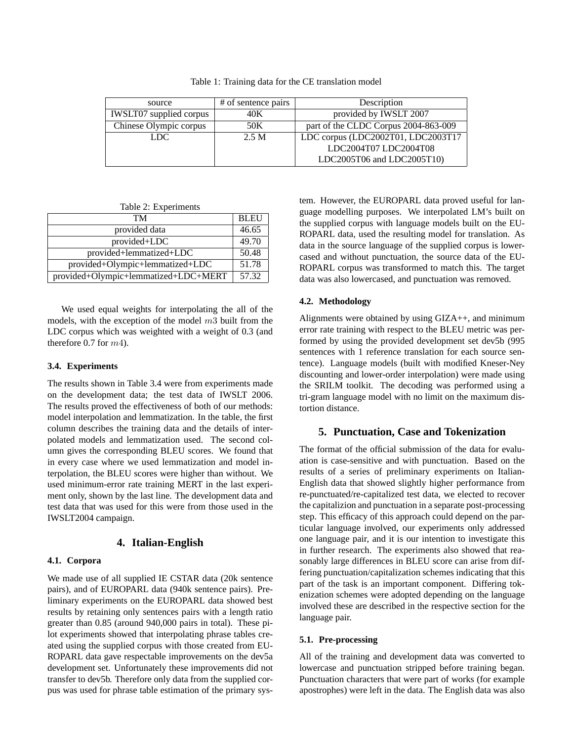Table 1: Training data for the CE translation model

| source | # of sentence pairs | Description |
|---|---|---|
| IWSLT07 supplied corpus | 40K | provided by IWSLT 2007 |
| Chinese Olympic corpus | 50K | part of the CLDC Corpus 2004-863-009 |
| LDC | 2.5 M | LDC corpus (LDC2002T01, LDC2003T17 LDC2004T07 LDC2004T08 LDC2005T06 and LDC2005T10) |

Table 2: Experiments

| TM | BLEU |
|---|---|
| provided data | 46.65 |
| provided+LDC | 49.70 |
| provided+lemmatized+LDC | 50.48 |
| provided+Olympic+lemmatized+LDC | 51.78 |
| provided+Olympic+lemmatized+LDC+MERT | 57.32 |

We used equal weights for interpolating the all of the models, with the exception of the model $m3$ built from the LDC corpus which was weighted with a weight of 0.3 (and therefore 0.7 for $m4$).

### 3.4. Experiments

The results shown in Table 3.4 were from experiments made on the development data; the test data of IWSLT 2006. The results proved the effectiveness of both of our methods: model interpolation and lemmatization. In the table, the first column describes the training data and the details of interpolated models and lemmatization used. The second column gives the corresponding BLEU scores. We found that in every case where we used lemmatization and model interpolation, the BLEU scores were higher than without. We used minimum-error rate training MERT in the last experiment only, shown by the last line. The development data and test data that was used for this were from those used in the IWSLT2004 campaign.

## 4. Italian-English

### 4.1. Corpora

We made use of all supplied IE CSTAR data (20k sentence pairs), and of EUROPARL data (940k sentence pairs). Preliminary experiments on the EUROPARL data showed best results by retaining only sentences pairs with a length ratio greater than 0.85 (around 940,000 pairs in total). These pilot experiments showed that interpolating phrase tables created using the supplied corpus with those created from EUROPARL data gave respectable improvements on the dev5a development set. Unfortunately these improvements did not transfer to dev5b. Therefore only data from the supplied corpus was used for phrase table estimation of the primary system. However, the EUROPARL data proved useful for language modelling purposes. We interpolated LM's built on the supplied corpus with language models built on the EUROPARL data, used the resulting model for translation. As data in the source language of the supplied corpus is lowercased and without punctuation, the source data of the EUROPARL corpus was transformed to match this. The target data was also lowercased, and punctuation was removed.

### 4.2. Methodology

Alignments were obtained by using GIZA++, and minimum error rate training with respect to the BLEU metric was performed by using the provided development set dev5b (995 sentences with 1 reference translation for each source sentence). Language models (built with modified Kneser-Ney discounting and lower-order interpolation) were made using the SRILM toolkit. The decoding was performed using a tri-gram language model with no limit on the maximum distortion distance.

## 5. Punctuation, Case and Tokenization

The format of the official submission of the data for evaluation is case-sensitive and with punctuation. Based on the results of a series of preliminary experiments on Italian-English data that showed slightly higher performance from re-punctuated/re-capitalized test data, we elected to recover the capitalizion and punctuation in a separate post-processing step. This efficacy of this approach could depend on the particular language involved, our experiments only addressed one language pair, and it is our intention to investigate this in further research. The experiments also showed that reasonably large differences in BLEU score can arise from differing punctuation/capitalization schemes indicating that this part of the task is an important component. Differing tokenization schemes were adopted depending on the language involved these are described in the respective section for the language pair.

### 5.1. Pre-processing

All of the training and development data was converted to lowercase and punctuation stripped before training began. Punctuation characters that were part of works (for example apostrophes) were left in the data. The English data was also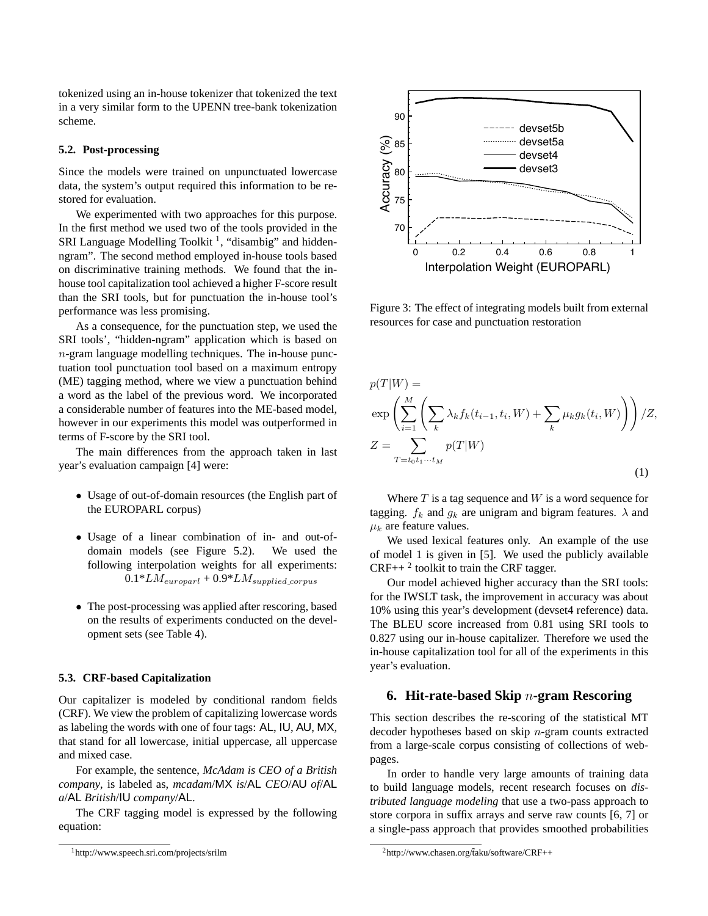tokenized using an in-house tokenizer that tokenized the text in a very similar form to the UPENN tree-bank tokenization scheme.

### 5.2. Post-processing

Since the models were trained on unpunctuated lowercase data, the system's output required this information to be restored for evaluation.

We experimented with two approaches for this purpose. In the first method we used two of the tools provided in the SRI Language Modelling Toolkit [1], "disambig" and hidden-ngram". The second method employed in-house tools based on discriminative training methods. We found that the in-house tool capitalization tool achieved a higher F-score result than the SRI tools, but for punctuation the in-house tool's performance was less promising.

As a consequence, for the punctuation step, we used the SRI tools', "hidden-ngram" application which is based on $n$-gram language modelling techniques. The in-house punctuation tool punctuation tool based on a maximum entropy (ME) tagging method, where we view a punctuation behind a word as the label of the previous word. We incorporated a considerable number of features into the ME-based model, however in our experiments this model was outperformed in terms of F-score by the SRI tool.

The main differences from the approach taken in last year's evaluation campaign [4] were:

- Usage of out-of-domain resources (the English part of the EUROPARL corpus)
- Usage of a linear combination of in- and out-of-domain models (see Figure 5.2). We used the following interpolation weights for all experiments: $0.1*LM_{europarl} + 0.9*LM_{supplied\_corpus}$
- The post-processing was applied after rescoring, based on the results of experiments conducted on the development sets (see Table 4).

### 5.3. CRF-based Capitalization

Our capitalizer is modeled by conditional random fields (CRF). We view the problem of capitalizing lowercase words as labeling the words with one of four tags: AL, IU, AU, MX, that stand for all lowercase, initial uppercase, all uppercase and mixed case.

For example, the sentence, *McAdam is CEO of a British company*, is labeled as, *mcadam*/MX *is*/AL *CEO*/AU *of*/AL *a*/AL *British*/IU *company*/AL.

The CRF tagging model is expressed by the following equation:

Figure 3: The effect of integrating models built from external resources for case and punctuation restoration

$$
\begin{aligned}
&p(T|W) = \\
&\exp\left(\sum_{i=1}^{M}\left(\sum_{k}\lambda_k f_k(t_{i-1}, t_i, W) + \sum_{k}\mu_k g_k(t_i, W)\right)\right)/Z, \\
&Z = \sum_{T=t_0 t_1 \cdots t_M} p(T|W)
\end{aligned}
\tag{1}
$$

Where $T$ is a tag sequence and $W$ is a word sequence for tagging. $f_k$ and $g_k$ are unigram and bigram features. $\lambda$ and $\mu_k$ are feature values.

We used lexical features only. An example of the use of model 1 is given in [5]. We used the publicly available CRF++ [2] toolkit to train the CRF tagger.

Our model achieved higher accuracy than the SRI tools: for the IWSLT task, the improvement in accuracy was about 10% using this year's development (devset4 reference) data. The BLEU score increased from 0.81 using SRI tools to 0.827 using our in-house capitalizer. Therefore we used the in-house capitalization tool for all of the experiments in this year's evaluation.

## 6. Hit-rate-based Skip $n$-gram Rescoring

This section describes the re-scoring of the statistical MT decoder hypotheses based on skip $n$-gram counts extracted from a large-scale corpus consisting of collections of web-pages.

In order to handle very large amounts of training data to build language models, recent research focuses on *distributed language modeling* that use a two-pass approach to store corpora in suffix arrays and serve raw counts [6, 7] or a single-pass approach that provides smoothed probabilities

[1] http://www.speech.sri.com/projects/srilm

[2] http://www.chasen.org/taku/software/CRF++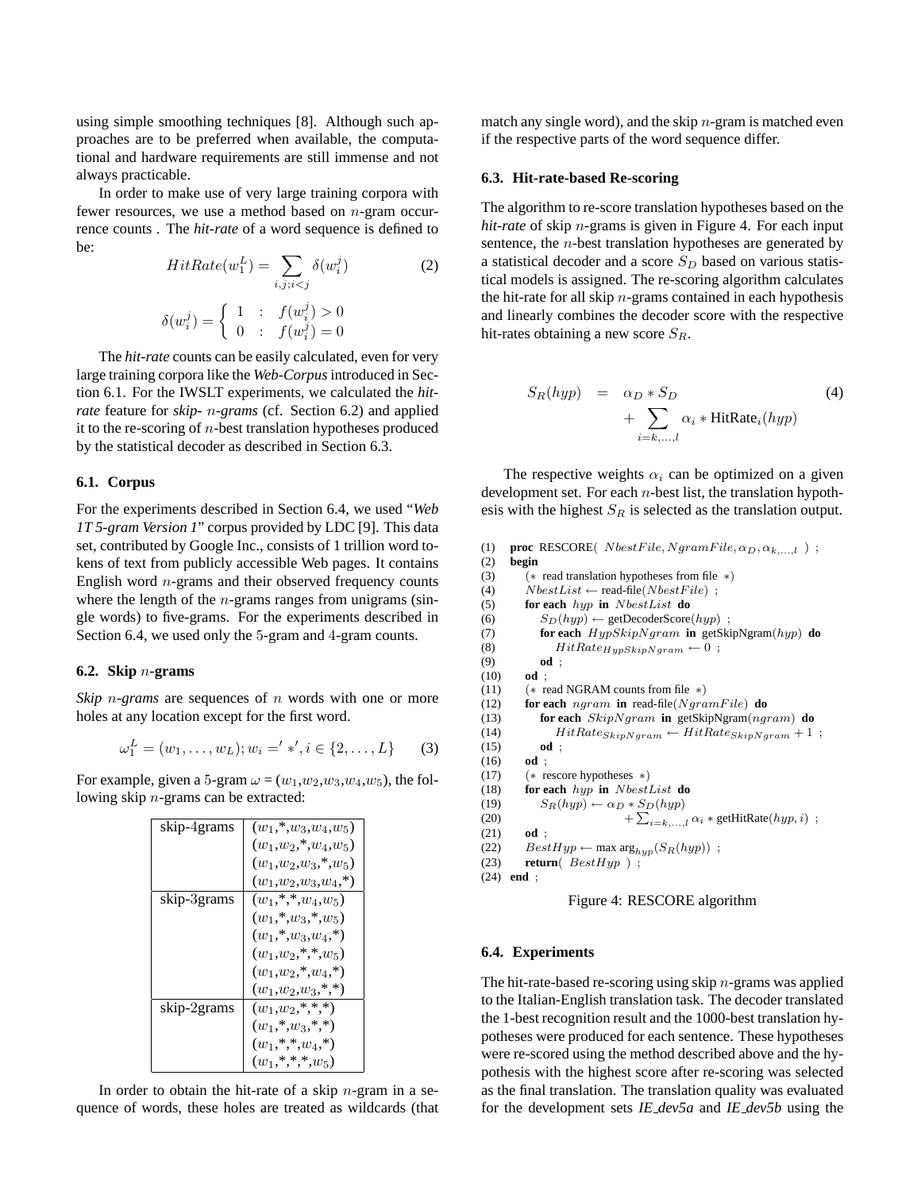using simple smoothing techniques [8]. Although such approaches are to be preferred when available, the computational and hardware requirements are still immense and not always practicable.

In order to make use of very large training corpora with fewer resources, we use a method based on $n$-gram occurrence counts . The *hit-rate* of a word sequence is defined to be:

$$HitRate(w_1^L) = \sum_{i,j;i<j} \delta(w_i^j) \tag{2}$$

$$\delta(w_i^j) = \begin{cases} 1 & : \quad f(w_i^j) > 0 \\ 0 & : \quad f(w_i^j) = 0 \end{cases}$$

The *hit-rate* counts can be easily calculated, even for very large training corpora like the *Web-Corpus* introduced in Section 6.1. For the IWSLT experiments, we calculated the *hit-rate* feature for *skip- $n$-grams* (cf. Section 6.2) and applied it to the re-scoring of $n$-best translation hypotheses produced by the statistical decoder as described in Section 6.3.

### 6.1. Corpus

For the experiments described in Section 6.4, we used "*Web 1T 5-gram Version 1*" corpus provided by LDC [9]. This data set, contributed by Google Inc., consists of 1 trillion word tokens of text from publicly accessible Web pages. It contains English word $n$-grams and their observed frequency counts where the length of the $n$-grams ranges from unigrams (single words) to five-grams. For the experiments described in Section 6.4, we used only the 5-gram and 4-gram counts.

### 6.2. Skip $n$-grams

*Skip $n$-grams* are sequences of $n$ words with one or more holes at any location except for the first word.

$$\omega_1^L = (w_1, \ldots, w_L); w_i =' *', i \in \{2, \ldots, L\} \tag{3}$$

For example, given a 5-gram $\omega = (w_1, w_2, w_3, w_4, w_5)$, the following skip $n$-grams can be extracted:

| | |
|---|---|
| skip-4grams | $(w_1,*,w_3,w_4,w_5)$ |
| | $(w_1,w_2,*,w_4,w_5)$ |
| | $(w_1,w_2,w_3,*,w_5)$ |
| | $(w_1,w_2,w_3,w_4,*)$ |
| skip-3grams | $(w_1,*,*,w_4,w_5)$ |
| | $(w_1,*,w_3,*,w_5)$ |
| | $(w_1,*,w_3,w_4,*)$ |
| | $(w_1,w_2,*,*,w_5)$ |
| | $(w_1,w_2,*,w_4,*)$ |
| | $(w_1,w_2,w_3,*,*)$ |
| skip-2grams | $(w_1,w_2,*,*,*)$ |
| | $(w_1,*,w_3,*,*)$ |
| | $(w_1,*,*,w_4,*)$ |
| | $(w_1,*,*,*,w_5)$ |

In order to obtain the hit-rate of a skip $n$-gram in a sequence of words, these holes are treated as wildcards (that match any single word), and the skip $n$-gram is matched even if the respective parts of the word sequence differ.

### 6.3. Hit-rate-based Re-scoring

The algorithm to re-score translation hypotheses based on the *hit-rate* of skip $n$-grams is given in Figure 4. For each input sentence, the $n$-best translation hypotheses are generated by a statistical decoder and a score $S_D$ based on various statistical models is assigned. The re-scoring algorithm calculates the hit-rate for all skip $n$-grams contained in each hypothesis and linearly combines the decoder score with the respective hit-rates obtaining a new score $S_R$.

$$S_R(hyp) = \alpha_D * S_D + \sum_{i=k,\ldots,l} \alpha_i * \text{HitRate}_i(hyp) \tag{4}$$

The respective weights $\alpha_i$ can be optimized on a given development set. For each $n$-best list, the translation hypothesis with the highest $S_R$ is selected as the translation output.

```
(1)  proc RESCORE( NbestFile, NgramFile, α_D, α_{k,...,l} ) ;
(2)  begin
(3)     (* read translation hypotheses from file *)
(4)     NbestList ← read-file(NbestFile) ;
(5)     for each hyp in NbestList do
(6)        S_D(hyp) ← getDecoderScore(hyp) ;
(7)        for each HypSkipNgram in getSkipNgram(hyp) do
(8)           HitRate_HypSkipNgram ← 0 ;
(9)        od ;
(10)    od ;
(11)    (* read NGRAM counts from file *)
(12)    for each ngram in read-file(NgramFile) do
(13)       for each SkipNgram in getSkipNgram(ngram) do
(14)          HitRate_SkipNgram ← HitRate_SkipNgram + 1 ;
(15)       od ;
(16)    od ;
(17)    (* rescore hypotheses *)
(18)    for each hyp in NbestList do
(19)       S_R(hyp) ← α_D * S_D(hyp)
(20)                  + Σ_{i=k,...,l} α_i * getHitRate(hyp, i) ;
(21)    od ;
(22)    BestHyp ← max arg_hyp(S_R(hyp)) ;
(23)    return( BestHyp ) ;
(24) end ;
```

Figure 4: RESCORE algorithm

### 6.4. Experiments

The hit-rate-based re-scoring using skip $n$-grams was applied to the Italian-English translation task. The decoder translated the 1-best recognition result and the 1000-best translation hypotheses were produced for each sentence. These hypotheses were re-scored using the method described above and the hypothesis with the highest score after re-scoring was selected as the final translation. The translation quality was evaluated for the development sets *IE_dev5a* and *IE_dev5b* using the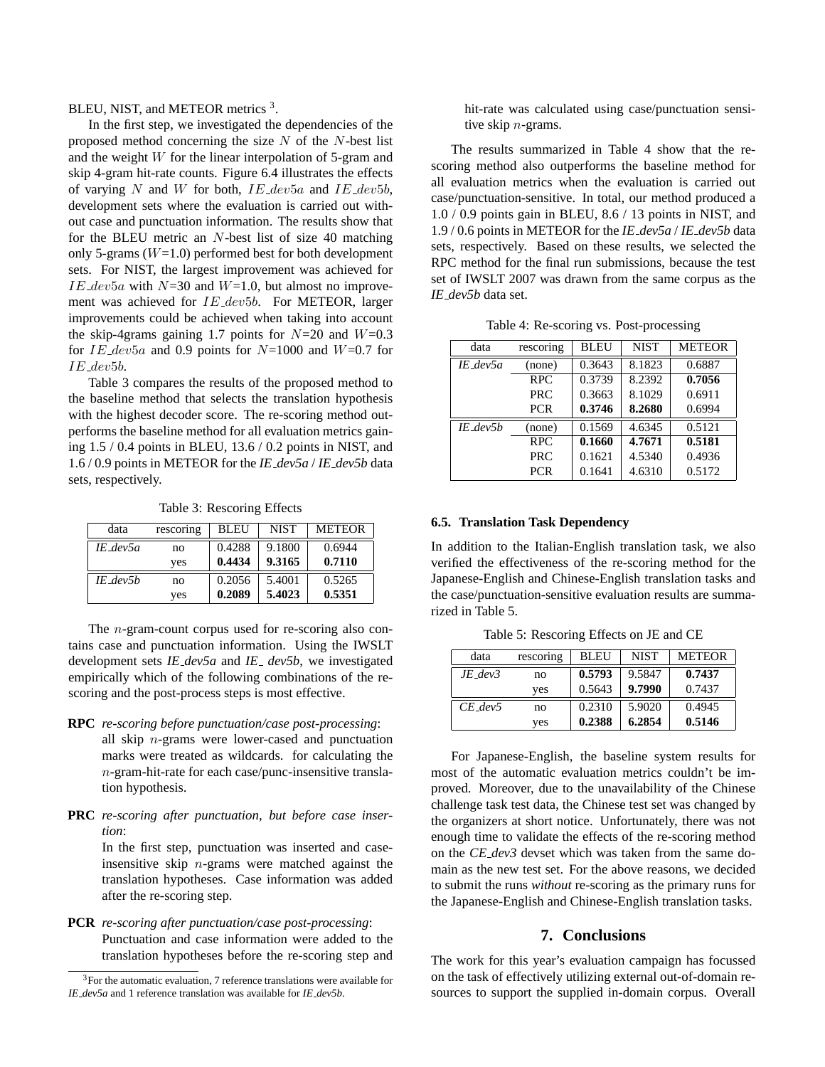BLEU, NIST, and METEOR metrics [3].

In the first step, we investigated the dependencies of the proposed method concerning the size $N$ of the $N$-best list and the weight $W$ for the linear interpolation of 5-gram and skip 4-gram hit-rate counts. Figure 6.4 illustrates the effects of varying $N$ and $W$ for both, $IE\_dev5a$ and $IE\_dev5b$, development sets where the evaluation is carried out without case and punctuation information. The results show that for the BLEU metric an $N$-best list of size 40 matching only 5-grams ($W$=1.0) performed best for both development sets. For NIST, the largest improvement was achieved for $IE\_dev5a$ with $N$=30 and $W$=1.0, but almost no improvement was achieved for $IE\_dev5b$. For METEOR, larger improvements could be achieved when taking into account the skip-4grams gaining 1.7 points for $N$=20 and $W$=0.3 for $IE\_dev5a$ and 0.9 points for $N$=1000 and $W$=0.7 for $IE\_dev5b$.

Table 3 compares the results of the proposed method to the baseline method that selects the translation hypothesis with the highest decoder score. The re-scoring method outperforms the baseline method for all evaluation metrics gaining 1.5 / 0.4 points in BLEU, 13.6 / 0.2 points in NIST, and 1.6 / 0.9 points in METEOR for the *IE_dev5a* / *IE_dev5b* data sets, respectively.

Table 3: Rescoring Effects

| data | rescoring | BLEU | NIST | METEOR |
|---|---|---|---|---|
| *IE_dev5a* | no | 0.4288 | 9.1800 | 0.6944 |
| | yes | **0.4434** | **9.3165** | **0.7110** |
| *IE_dev5b* | no | 0.2056 | 5.4001 | 0.5265 |
| | yes | **0.2089** | **5.4023** | **0.5351** |

The $n$-gram-count corpus used for re-scoring also contains case and punctuation information. Using the IWSLT development sets *IE_dev5a* and *IE_ dev5b*, we investigated empirically which of the following combinations of the re-scoring and the post-process steps is most effective.

**RPC** *re-scoring before punctuation/case post-processing*: all skip $n$-grams were lower-cased and punctuation marks were treated as wildcards. for calculating the $n$-gram-hit-rate for each case/punc-insensitive translation hypothesis.

**PRC** *re-scoring after punctuation, but before case insertion*: In the first step, punctuation was inserted and case-insensitive skip $n$-grams were matched against the translation hypotheses. Case information was added after the re-scoring step.

**PCR** *re-scoring after punctuation/case post-processing*: Punctuation and case information were added to the translation hypotheses before the re-scoring step and hit-rate was calculated using case/punctuation sensitive skip $n$-grams.

The results summarized in Table 4 show that the re-scoring method also outperforms the baseline method for all evaluation metrics when the evaluation is carried out case/punctuation-sensitive. In total, our method produced a 1.0 / 0.9 points gain in BLEU, 8.6 / 13 points in NIST, and 1.9 / 0.6 points in METEOR for the *IE_dev5a* / *IE_dev5b* data sets, respectively. Based on these results, we selected the RPC method for the final run submissions, because the test set of IWSLT 2007 was drawn from the same corpus as the *IE_dev5b* data set.

Table 4: Re-scoring vs. Post-processing

| data | rescoring | BLEU | NIST | METEOR |
|---|---|---|---|---|
| *IE_dev5a* | (none) | 0.3643 | 8.1823 | 0.6887 |
| | RPC | 0.3739 | 8.2392 | **0.7056** |
| | PRC | 0.3663 | 8.1029 | 0.6911 |
| | PCR | **0.3746** | **8.2680** | 0.6994 |
| *IE_dev5b* | (none) | 0.1569 | 4.6345 | 0.5121 |
| | RPC | **0.1660** | **4.7671** | **0.5181** |
| | PRC | 0.1621 | 4.5340 | 0.4936 |
| | PCR | 0.1641 | 4.6310 | 0.5172 |

### 6.5. Translation Task Dependency

In addition to the Italian-English translation task, we also verified the effectiveness of the re-scoring method for the Japanese-English and Chinese-English translation tasks and the case/punctuation-sensitive evaluation results are summarized in Table 5.

Table 5: Rescoring Effects on JE and CE

| data | rescoring | BLEU | NIST | METEOR |
|---|---|---|---|---|
| *JE_dev3* | no | **0.5793** | 9.5847 | **0.7437** |
| | yes | 0.5643 | **9.7990** | 0.7437 |
| *CE_dev5* | no | 0.2310 | 5.9020 | 0.4945 |
| | yes | **0.2388** | **6.2854** | **0.5146** |

For Japanese-English, the baseline system results for most of the automatic evaluation metrics couldn't be improved. Moreover, due to the unavailability of the Chinese challenge task test data, the Chinese test set was changed by the organizers at short notice. Unfortunately, there was not enough time to validate the effects of the re-scoring method on the *CE_dev3* devset which was taken from the same domain as the new test set. For the above reasons, we decided to submit the runs *without* re-scoring as the primary runs for the Japanese-English and Chinese-English translation tasks.

## 7. Conclusions

The work for this year's evaluation campaign has focussed on the task of effectively utilizing external out-of-domain resources to support the supplied in-domain corpus. Overall

[3] For the automatic evaluation, 7 reference translations were available for *IE_dev5a* and 1 reference translation was available for *IE_dev5b*.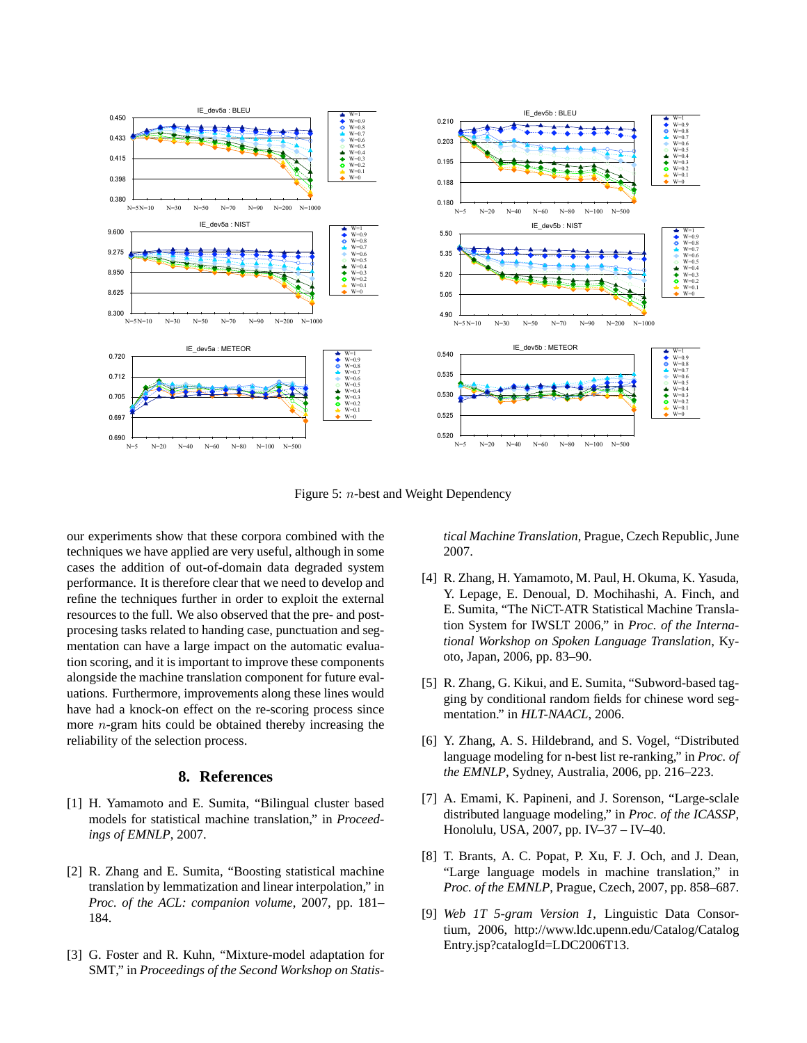IE_dev5a : BLEU

0.450
0.433
0.415
0.398
0.380

N=5 N=10 N=30 N=50 N=70 N=90 N=200 N=1000

W=1 W=0.9 W=0.8 W=0.7 W=0.6 W=0.5 W=0.4 W=0.3 W=0.2 W=0.1 W=0

IE_dev5b : BLEU

0.210
0.203
0.195
0.188
0.180

N=5 N=20 N=40 N=60 N=80 N=100 N=500

W=1 W=0.9 W=0.8 W=0.7 W=0.6 W=0.5 W=0.4 W=0.3 W=0.2 W=0.1 W=0

IE_dev5a : NIST

9.600
9.275
8.950
8.625
8.300

N=5 N=10 N=30 N=50 N=70 N=90 N=200 N=1000

W=1 W=0.9 W=0.8 W=0.7 W=0.6 W=0.5 W=0.4 W=0.3 W=0.2 W=0.1 W=0

IE_dev5b : NIST

5.50
5.35
5.20
5.05
4.90

N=5 N=10 N=30 N=50 N=70 N=90 N=200 N=1000

W=1 W=0.9 W=0.8 W=0.7 W=0.6 W=0.5 W=0.4 W=0.3 W=0.2 W=0.1 W=0

IE_dev5a : METEOR

0.720
0.712
0.705
0.697
0.690

N=5 N=20 N=40 N=60 N=80 N=100 N=500

W=1 W=0.9 W=0.8 W=0.7 W=0.6 W=0.5 W=0.4 W=0.3 W=0.2 W=0.1 W=0

IE_dev5b : METEOR

0.540
0.535
0.530
0.525
0.520

N=5 N=20 N=40 N=60 N=80 N=100 N=500

W=1 W=0.9 W=0.8 W=0.7 W=0.6 W=0.5 W=0.4 W=0.3 W=0.2 W=0.1 W=0

Figure 5: $n$-best and Weight Dependency

our experiments show that these corpora combined with the techniques we have applied are very useful, although in some cases the addition of out-of-domain data degraded system performance. It is therefore clear that we need to develop and refine the techniques further in order to exploit the external resources to the full. We also observed that the pre- and post-procesing tasks related to handing case, punctuation and segmentation can have a large impact on the automatic evaluation scoring, and it is important to improve these components alongside the machine translation component for future evaluations. Furthermore, improvements along these lines would have had a knock-on effect on the re-scoring process since more $n$-gram hits could be obtained thereby increasing the reliability of the selection process.

## 8. References

[1] H. Yamamoto and E. Sumita, "Bilingual cluster based models for statistical machine translation," in *Proceedings of EMNLP*, 2007.

[2] R. Zhang and E. Sumita, "Boosting statistical machine translation by lemmatization and linear interpolation," in *Proc. of the ACL: companion volume*, 2007, pp. 181–184.

[3] G. Foster and R. Kuhn, "Mixture-model adaptation for SMT," in *Proceedings of the Second Workshop on Statistical Machine Translation*, Prague, Czech Republic, June 2007.

[4] R. Zhang, H. Yamamoto, M. Paul, H. Okuma, K. Yasuda, Y. Lepage, E. Denoual, D. Mochihashi, A. Finch, and E. Sumita, "The NiCT-ATR Statistical Machine Translation System for IWSLT 2006," in *Proc. of the International Workshop on Spoken Language Translation*, Kyoto, Japan, 2006, pp. 83–90.

[5] R. Zhang, G. Kikui, and E. Sumita, "Subword-based tagging by conditional random fields for chinese word segmentation." in *HLT-NAACL*, 2006.

[6] Y. Zhang, A. S. Hildebrand, and S. Vogel, "Distributed language modeling for n-best list re-ranking," in *Proc. of the EMNLP*, Sydney, Australia, 2006, pp. 216–223.

[7] A. Emami, K. Papineni, and J. Sorenson, "Large-sclate distributed language modeling," in *Proc. of the ICASSP*, Honolulu, USA, 2007, pp. IV–37 – IV–40.

[8] T. Brants, A. C. Popat, P. Xu, F. J. Och, and J. Dean, "Large language models in machine translation," in *Proc. of the EMNLP*, Prague, Czech, 2007, pp. 858–687.

[9] *Web 1T 5-gram Version 1*, Linguistic Data Consortium, 2006, http://www.ldc.upenn.edu/Catalog/Catalog Entry.jsp?catalogId=LDC2006T13.